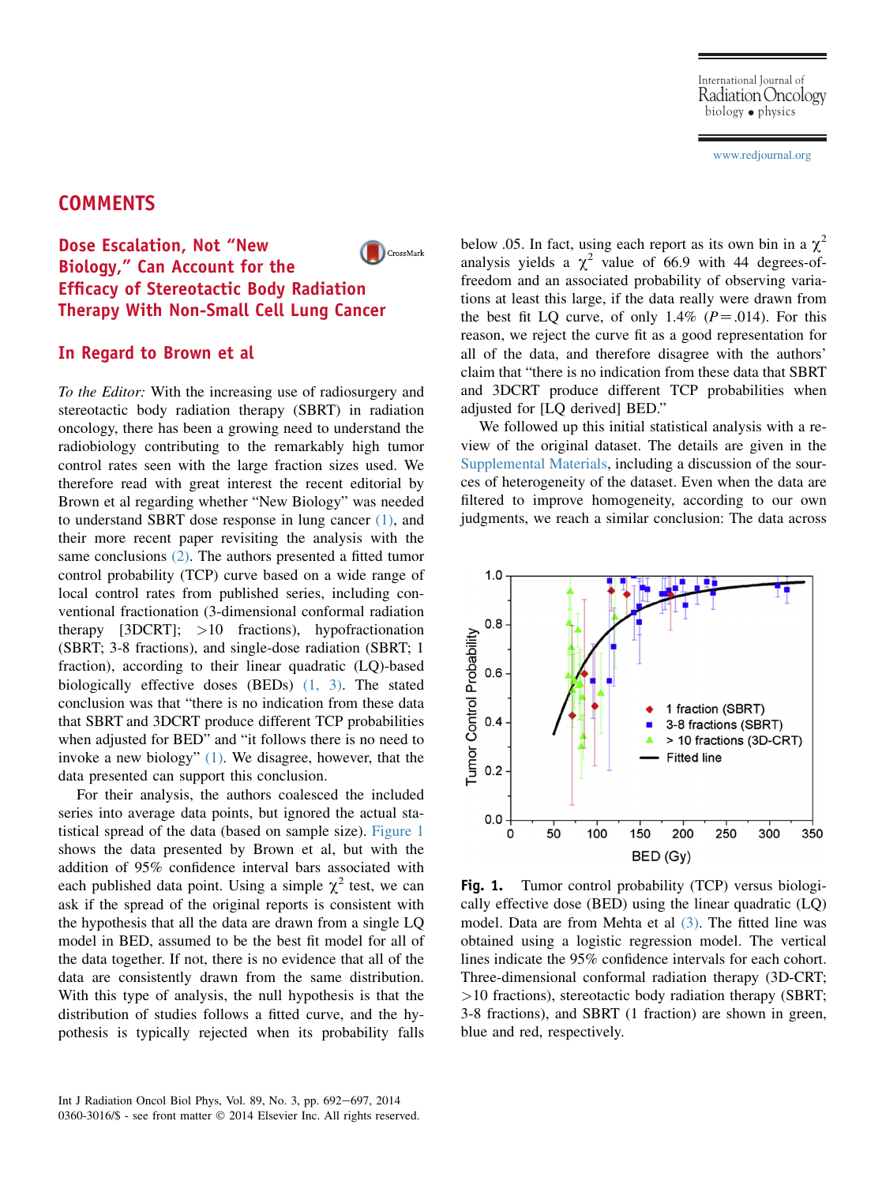## COMMENTS

# Dose Escalation, Not "New Biology," Can Account for the Efficacy of Stereotactic Body Radiation Therapy With Non-Small Cell Lung Cancer

## In Regard to Brown et al

*To the Editor:* With the increasing use of radiosurgery and stereotactic body radiation therapy (SBRT) in radiation oncology, there has been a growing need to understand the radiobiology contributing to the remarkably high tumor control rates seen with the large fraction sizes used. We therefore read with great interest the recent editorial by Brown et al regarding whether "New Biology" was needed to understand SBRT dose response in lung cancer (1), and their more recent paper revisiting the analysis with the same conclusions (2). The authors presented a fitted tumor control probability (TCP) curve based on a wide range of local control rates from published series, including conventional fractionation (3-dimensional conformal radiation therapy [3DCRT]; >10 fractions), hypofractionation (SBRT; 3-8 fractions), and single-dose radiation (SBRT; 1 fraction), according to their linear quadratic (LQ)-based biologically effective doses (BEDs) (1, 3). The stated conclusion was that "there is no indication from these data that SBRT and 3DCRT produce different TCP probabilities when adjusted for BED" and "it follows there is no need to invoke a new biology" (1). We disagree, however, that the data presented can support this conclusion.

For their analysis, the authors coalesced the included series into average data points, but ignored the actual statistical spread of the data (based on sample size). Figure 1 shows the data presented by Brown et al, but with the addition of 95% confidence interval bars associated with each published data point. Using a simple $\chi^2$ test, we can ask if the spread of the original reports is consistent with the hypothesis that all the data are drawn from a single LQ model in BED, assumed to be the best fit model for all of the data together. If not, there is no evidence that all of the data are consistently drawn from the same distribution. With this type of analysis, the null hypothesis is that the distribution of studies follows a fitted curve, and the hypothesis is typically rejected when its probability falls below .05. In fact, using each report as its own bin in a $\chi^2$ analysis yields a $\chi^2$ value of 66.9 with 44 degrees-of-freedom and an associated probability of observing variations at least this large, if the data really were drawn from the best fit LQ curve, of only 1.4% ($P = .014$). For this reason, we reject the curve fit as a good representation for all of the data, and therefore disagree with the authors' claim that "there is no indication from these data that SBRT and 3DCRT produce different TCP probabilities when adjusted for [LQ derived] BED."

We followed up this initial statistical analysis with a review of the original dataset. The details are given in the Supplemental Materials, including a discussion of the sources of heterogeneity of the dataset. Even when the data are filtered to improve homogeneity, according to our own judgments, we reach a similar conclusion: The data across

**Fig. 1.** Tumor control probability (TCP) versus biologically effective dose (BED) using the linear quadratic (LQ) model. Data are from Mehta et al (3). The fitted line was obtained using a logistic regression model. The vertical lines indicate the 95% confidence intervals for each cohort. Three-dimensional conformal radiation therapy (3D-CRT; >10 fractions), stereotactic body radiation therapy (SBRT; 3-8 fractions), and SBRT (1 fraction) are shown in green, blue and red, respectively.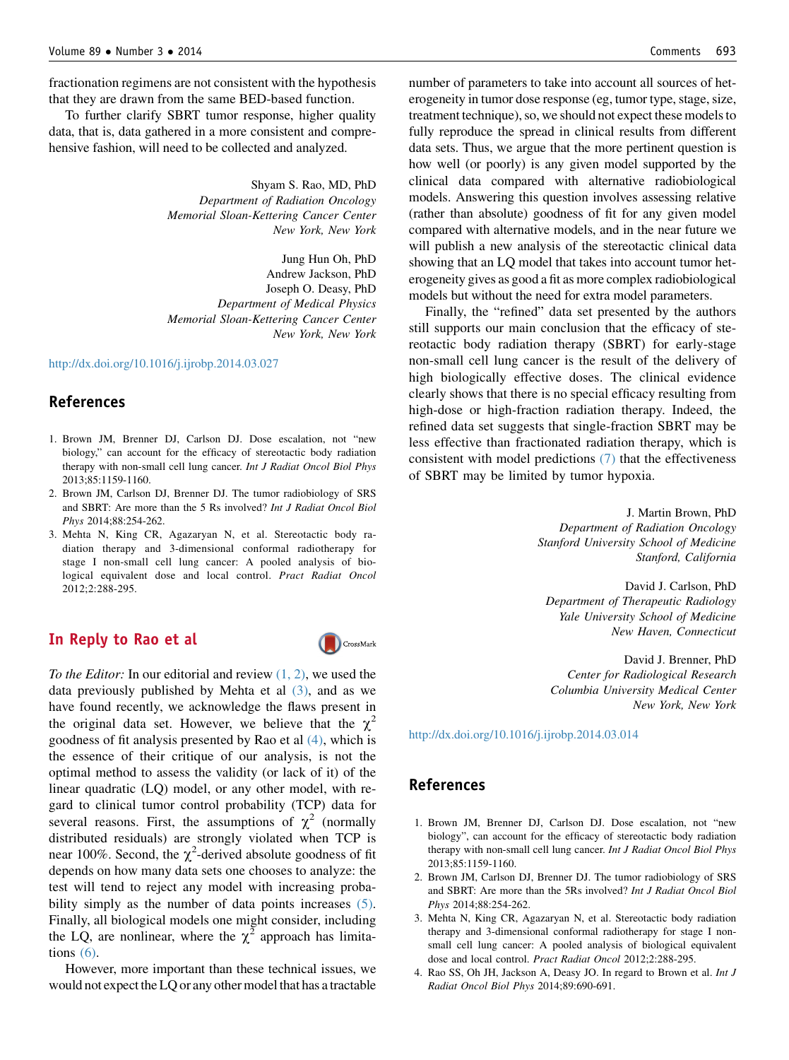fractionation regimens are not consistent with the hypothesis that they are drawn from the same BED-based function.

To further clarify SBRT tumor response, higher quality data, that is, data gathered in a more consistent and comprehensive fashion, will need to be collected and analyzed.

Shyam S. Rao, MD, PhD
*Department of Radiation Oncology*
*Memorial Sloan-Kettering Cancer Center*
*New York, New York*

Jung Hun Oh, PhD
Andrew Jackson, PhD
Joseph O. Deasy, PhD
*Department of Medical Physics*
*Memorial Sloan-Kettering Cancer Center*
*New York, New York*

http://dx.doi.org/10.1016/j.ijrobp.2014.03.027

## References

1. Brown JM, Brenner DJ, Carlson DJ. Dose escalation, not "new biology," can account for the efficacy of stereotactic body radiation therapy with non-small cell lung cancer. *Int J Radiat Oncol Biol Phys* 2013;85:1159-1160.
2. Brown JM, Carlson DJ, Brenner DJ. The tumor radiobiology of SRS and SBRT: Are more than the 5 Rs involved? *Int J Radiat Oncol Biol Phys* 2014;88:254-262.
3. Mehta N, King CR, Agazaryan N, et al. Stereotactic body radiation therapy and 3-dimensional conformal radiotherapy for stage I non-small cell lung cancer: A pooled analysis of biological equivalent dose and local control. *Pract Radiat Oncol* 2012;2:288-295.

## In Reply to Rao et al

*To the Editor:* In our editorial and review (1, 2), we used the data previously published by Mehta et al (3), and as we have found recently, we acknowledge the flaws present in the original data set. However, we believe that the $\chi^2$ goodness of fit analysis presented by Rao et al (4), which is the essence of their critique of our analysis, is not the optimal method to assess the validity (or lack of it) of the linear quadratic (LQ) model, or any other model, with regard to clinical tumor control probability (TCP) data for several reasons. First, the assumptions of $\chi^2$ (normally distributed residuals) are strongly violated when TCP is near 100%. Second, the $\chi^2$-derived absolute goodness of fit depends on how many data sets one chooses to analyze: the test will tend to reject any model with increasing probability simply as the number of data points increases (5). Finally, all biological models one might consider, including the LQ, are nonlinear, where the $\chi^2$ approach has limitations (6).

However, more important than these technical issues, we would not expect the LQ or any other model that has a tractable number of parameters to take into account all sources of heterogeneity in tumor dose response (eg, tumor type, stage, size, treatment technique), so, we should not expect these models to fully reproduce the spread in clinical results from different data sets. Thus, we argue that the more pertinent question is how well (or poorly) is any given model supported by the clinical data compared with alternative radiobiological models. Answering this question involves assessing relative (rather than absolute) goodness of fit for any given model compared with alternative models, and in the near future we will publish a new analysis of the stereotactic clinical data showing that an LQ model that takes into account tumor heterogeneity gives as good a fit as more complex radiobiological models but without the need for extra model parameters.

Finally, the "refined" data set presented by the authors still supports our main conclusion that the efficacy of stereotactic body radiation therapy (SBRT) for early-stage non-small cell lung cancer is the result of the delivery of high biologically effective doses. The clinical evidence clearly shows that there is no special efficacy resulting from high-dose or high-fraction radiation therapy. Indeed, the refined data set suggests that single-fraction SBRT may be less effective than fractionated radiation therapy, which is consistent with model predictions (7) that the effectiveness of SBRT may be limited by tumor hypoxia.

J. Martin Brown, PhD
*Department of Radiation Oncology*
*Stanford University School of Medicine*
*Stanford, California*

David J. Carlson, PhD
*Department of Therapeutic Radiology*
*Yale University School of Medicine*
*New Haven, Connecticut*

David J. Brenner, PhD
*Center for Radiological Research*
*Columbia University Medical Center*
*New York, New York*

http://dx.doi.org/10.1016/j.ijrobp.2014.03.014

## References

1. Brown JM, Brenner DJ, Carlson DJ. Dose escalation, not "new biology", can account for the efficacy of stereotactic body radiation therapy with non-small cell lung cancer. *Int J Radiat Oncol Biol Phys* 2013;85:1159-1160.
2. Brown JM, Carlson DJ, Brenner DJ. The tumor radiobiology of SRS and SBRT: Are more than the 5Rs involved? *Int J Radiat Oncol Biol Phys* 2014;88:254-262.
3. Mehta N, King CR, Agazaryan N, et al. Stereotactic body radiation therapy and 3-dimensional conformal radiotherapy for stage I non-small cell lung cancer: A pooled analysis of biological equivalent dose and local control. *Pract Radiat Oncol* 2012;2:288-295.
4. Rao SS, Oh JH, Jackson A, Deasy JO. In regard to Brown et al. *Int J Radiat Oncol Biol Phys* 2014;89:690-691.